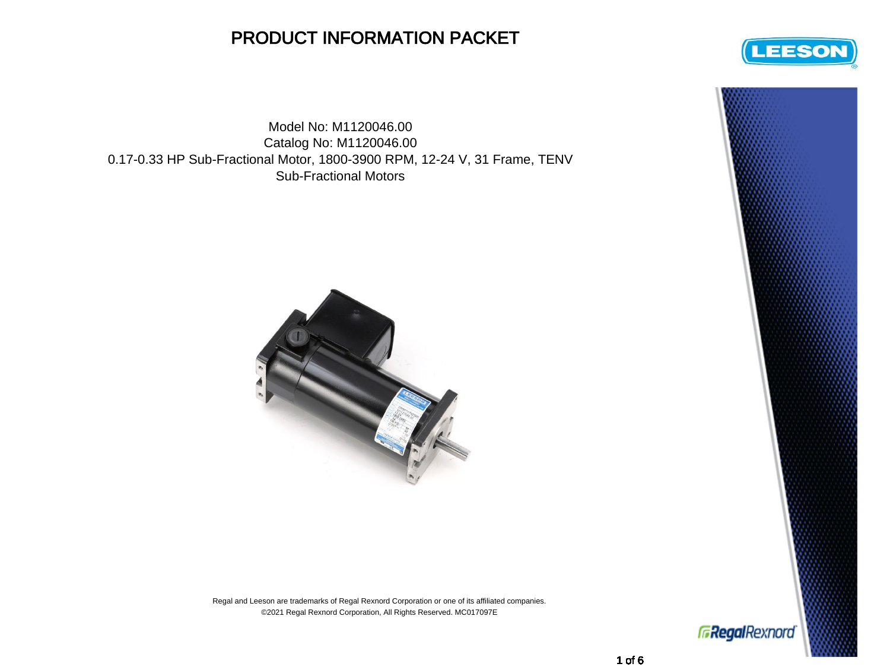# PRODUCT INFORMATION PACKET

Model No: M1120046.00
Catalog No: M1120046.00
0.17-0.33 HP Sub-Fractional Motor, 1800-3900 RPM, 12-24 V, 31 Frame, TENV
Sub-Fractional Motors

Regal and Leeson are trademarks of Regal Rexnord Corporation or one of its affiliated companies.
©2021 Regal Rexnord Corporation, All Rights Reserved. MC017097E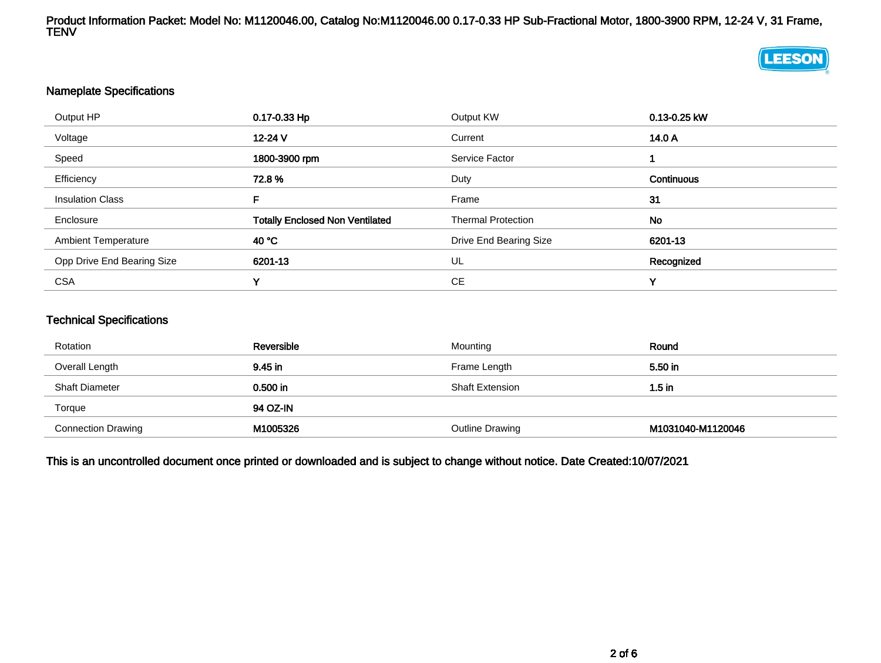Product Information Packet: Model No: M1120046.00, Catalog No:M1120046.00 0.17-0.33 HP Sub-Fractional Motor, 1800-3900 RPM, 12-24 V, 31 Frame, TENV

LEESON

## Nameplate Specifications

| | | | |
|---|---|---|---|
| Output HP | 0.17-0.33 Hp | Output KW | 0.13-0.25 kW |
| Voltage | 12-24 V | Current | 14.0 A |
| Speed | 1800-3900 rpm | Service Factor | 1 |
| Efficiency | 72.8 % | Duty | Continuous |
| Insulation Class | F | Frame | 31 |
| Enclosure | Totally Enclosed Non Ventilated | Thermal Protection | No |
| Ambient Temperature | 40 °C | Drive End Bearing Size | 6201-13 |
| Opp Drive End Bearing Size | 6201-13 | UL | Recognized |
| CSA | Y | CE | Y |

## Technical Specifications

| | | | |
|---|---|---|---|
| Rotation | Reversible | Mounting | Round |
| Overall Length | 9.45 in | Frame Length | 5.50 in |
| Shaft Diameter | 0.500 in | Shaft Extension | 1.5 in |
| Torque | 94 OZ-IN | | |
| Connection Drawing | M1005326 | Outline Drawing | M1031040-M1120046 |

**This is an uncontrolled document once printed or downloaded and is subject to change without notice. Date Created:10/07/2021**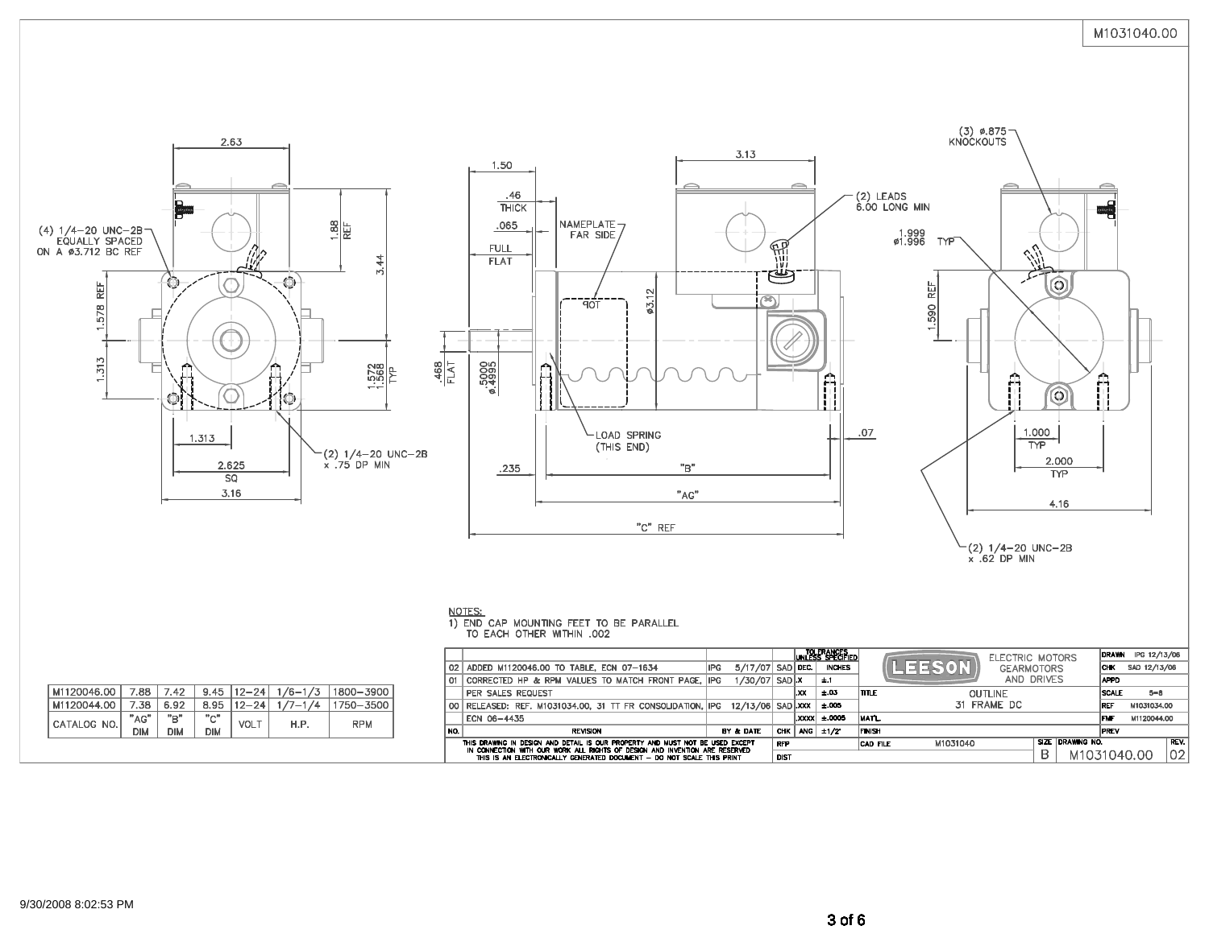M1031040.00

2.63

(4) 1/4-20 UNC-2B EQUALLY SPACED ON A ⌀3.712 BC REF

1.88 REF

3.44

1.578 REF

1.313

1.572 / 1.568 TYP

1.313

2.625 SQ

3.16

(2) 1/4-20 UNC-2B x .75 DP MIN

1.50

.46 THICK

.065

FULL FLAT

NAMEPLATE FAR SIDE

3.13

(2) LEADS 6.00 LONG MIN

⌀3.12

.468 FLAT

.5000 / ⌀.4995

LOAD SPRING (THIS END)

.235

"B"

"AG"

"C" REF

.07

(3) ⌀.875 KNOCKOUTS

1.999 / ⌀1.996 TYP

1.590 REF

1.000 TYP

2.000 TYP

4.16

(2) 1/4-20 UNC-2B x .62 DP MIN

NOTES:
1) END CAP MOUNTING FEET TO BE PARALLEL TO EACH OTHER WITHIN .002

| CATALOG NO. | "AG" DIM | "B" DIM | "C" DIM | VOLT | H.P. | RPM |
|---|---|---|---|---|---|---|
| M1120046.00 | 7.88 | 7.42 | 9.45 | 12-24 | 1/6-1/3 | 1800-3900 |
| M1120044.00 | 7.38 | 6.92 | 8.95 | 12-24 | 1/7-1/4 | 1750-3500 |

| NO. | REVISION | BY & DATE | CHK |
|---|---|---|---|
| 02 | ADDED M1120046.00 TO TABLE, ECN 07-1634 | IPG 5/17/07 | SAD |
| 01 | CORRECTED HP & RPM VALUES TO MATCH FRONT PAGE, PER SALES REQUEST | IPG 1/30/07 | SAD |
| 00 | RELEASED: REF. M1031034.00, 31 TT FR CONSOLIDATION, ECN 06-4435 | IPG 12/13/06 | SAD |

| TOLERANCES UNLESS SPECIFIED | INCHES |
|---|---|
| DEC. | |
| .X | ±.1 |
| .XX | ±.03 |
| .XXX | ±.005 |
| .XXXX | ±.0005 |
| ANG | ±1/2° |

LEESON ELECTRIC MOTORS GEARMOTORS AND DRIVES

TITLE: OUTLINE 31 FRAME DC

MAT'L:

FINISH:

CAD FILE: M1031040

| | |
|---|---|
| DRAWN | IPG 12/13/06 |
| CHK | SAD 12/13/06 |
| APPD | |
| SCALE | 5=8 |
| REF | M1031034.00 |
| FMF | M1120044.00 |
| PREV | |

SIZE: B | DRAWING NO.: M1031040.00 | REV.: 02

RFP

DIST

THIS DRAWING IN DESIGN AND DETAIL IS OUR PROPERTY AND MUST NOT BE USED EXCEPT IN CONNECTION WITH OUR WORK ALL RIGHTS OF DESIGN AND INVENTION ARE RESERVED THIS IS AN ELECTRONICALLY GENERATED DOCUMENT – DO NOT SCALE THIS PRINT

9/30/2008 8:02:53 PM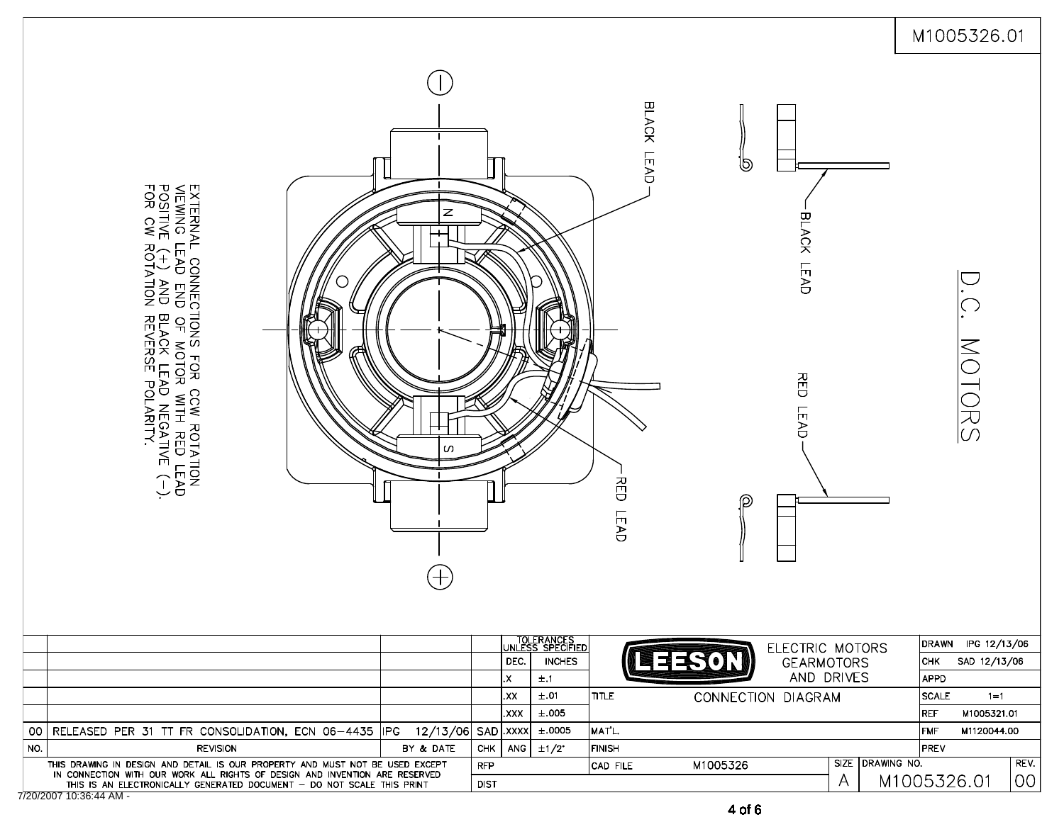M1005326.01

# D.C. MOTORS

EXTERNAL CONNECTIONS FOR CCW ROTATION VIEWING LEAD END OF MOTOR WITH RED LEAD POSITIVE (+) AND BLACK LEAD NEGATIVE (−). FOR CW ROTATION REVERSE POLARITY.

BLACK LEAD

RED LEAD

N

S

−

+

BLACK LEAD

RED LEAD

| NO. | REVISION | BY & DATE | CHK |
|---|---|---|---|
| 00 | RELEASED PER 31 TT FR CONSOLIDATION, ECN 06-4435 | IPG 12/13/06 | SAD |

| TOLERANCES UNLESS SPECIFIED | |
|---|---|
| DEC. | INCHES |
| .X | ±.1 |
| .XX | ±.01 |
| .XXX | ±.005 |
| .XXXX | ±.0005 |
| ANG | ±1/2° |

LEESON ELECTRIC MOTORS GEARMOTORS AND DRIVES

| | |
|---|---|
| TITLE | CONNECTION DIAGRAM |
| MAT'L. | |
| FINISH | |
| CAD FILE | M1005326 |
| SIZE | A |
| DRAWING NO. | M1005326.01 |
| REV. | 00 |

| | |
|---|---|
| DRAWN | IPG 12/13/06 |
| CHK | SAD 12/13/06 |
| APPD | |
| SCALE | 1=1 |
| REF | M1005321.01 |
| FMF | M1120044.00 |
| PREV | |

RFP

DIST

THIS DRAWING IN DESIGN AND DETAIL IS OUR PROPERTY AND MUST NOT BE USED EXCEPT IN CONNECTION WITH OUR WORK ALL RIGHTS OF DESIGN AND INVENTION ARE RESERVED THIS IS AN ELECTRONICALLY GENERATED DOCUMENT – DO NOT SCALE THIS PRINT

7/20/2007 10:36:44 AM -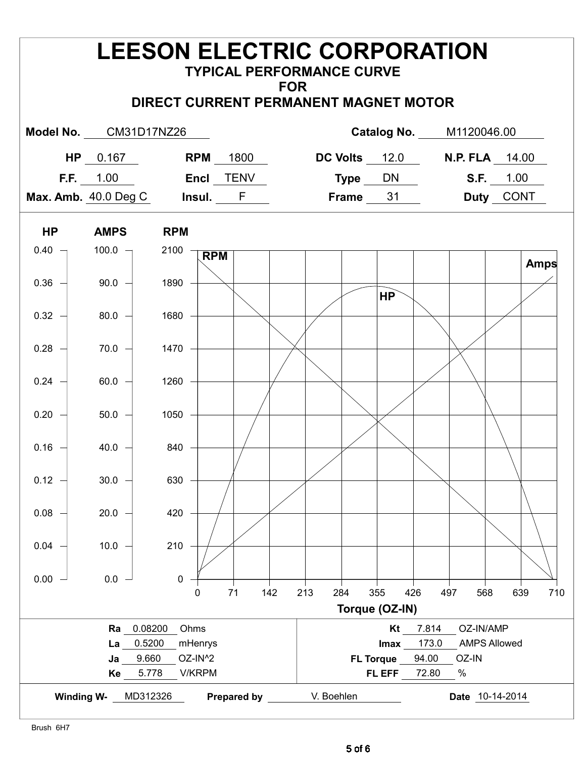# LEESON ELECTRIC CORPORATION

## TYPICAL PERFORMANCE CURVE
## FOR
## DIRECT CURRENT PERMANENT MAGNET MOTOR

| | | | | | | | |
|---|---|---|---|---|---|---|---|
| **Model No.** | CM31D17NZ26 | | | **Catalog No.** | M1120046.00 | | |
| **HP** | 0.167 | **RPM** | 1800 | **DC Volts** | 12.0 | **N.P. FLA** | 14.00 |
| **F.F.** | 1.00 | **Encl** | TENV | **Type** | DN | **S.F.** | 1.00 |
| **Max. Amb.** | 40.0 Deg C | **Insul.** | F | **Frame** | 31 | **Duty** | CONT |

| HP | AMPS | RPM |
|---|---|---|
| 0.40 | 100.0 | 2100 |
| 0.36 | 90.0 | 1890 |
| 0.32 | 80.0 | 1680 |
| 0.28 | 70.0 | 1470 |
| 0.24 | 60.0 | 1260 |
| 0.20 | 50.0 | 1050 |
| 0.16 | 40.0 | 840 |
| 0.12 | 30.0 | 630 |
| 0.08 | 20.0 | 420 |
| 0.04 | 10.0 | 210 |
| 0.00 | 0.0 | 0 |

Curves: RPM, HP, Amps

Torque (OZ-IN): 0, 71, 142, 213, 284, 355, 426, 497, 568, 639, 710

| | | | | | |
|---|---|---|---|---|---|
| **Ra** | 0.08200 | Ohms | **Kt** | 7.814 | OZ-IN/AMP |
| **La** | 0.5200 | mHenrys | **Imax** | 173.0 | AMPS Allowed |
| **Ja** | 9.660 | OZ-IN^2 | **FL Torque** | 94.00 | OZ-IN |
| **Ke** | 5.778 | V/KRPM | **FL EFF** | 72.80 | % |

**Winding W-** MD312326 **Prepared by** V. Boehlen **Date** 10-14-2014

Brush 6H7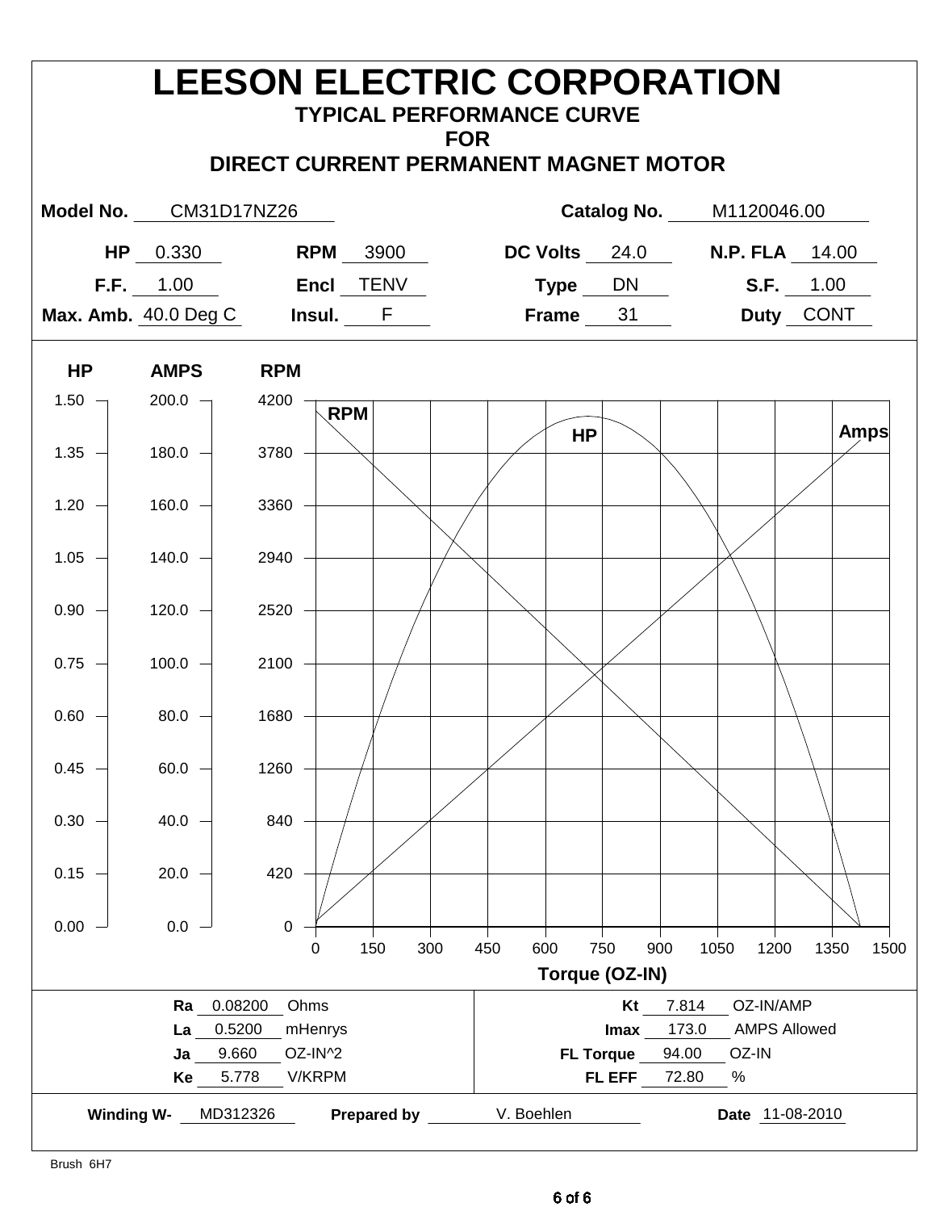# LEESON ELECTRIC CORPORATION

## TYPICAL PERFORMANCE CURVE
## FOR
## DIRECT CURRENT PERMANENT MAGNET MOTOR

**Model No.** CM31D17NZ26 **Catalog No.** M1120046.00

| | | | | | | | |
|---|---|---|---|---|---|---|---|
| **HP** | 0.330 | **RPM** | 3900 | **DC Volts** | 24.0 | **N.P. FLA** | 14.00 |
| **F.F.** | 1.00 | **Encl** | TENV | **Type** | DN | **S.F.** | 1.00 |
| **Max. Amb.** | 40.0 Deg C | **Insul.** | F | **Frame** | 31 | **Duty** | CONT |

HP AMPS RPM

HP: 1.50, 1.35, 1.20, 1.05, 0.90, 0.75, 0.60, 0.45, 0.30, 0.15, 0.00

AMPS: 200.0, 180.0, 160.0, 140.0, 120.0, 100.0, 80.0, 60.0, 40.0, 20.0, 0.0

RPM: 4200, 3780, 3360, 2940, 2520, 2100, 1680, 1260, 840, 420, 0

RPM HP Amps

0 150 300 450 600 750 900 1050 1200 1350 1500

Torque (OZ-IN)

| | | | | | |
|---|---|---|---|---|---|
| **Ra** | 0.08200 | Ohms | **Kt** | 7.814 | OZ-IN/AMP |
| **La** | 0.5200 | mHenrys | **Imax** | 173.0 | AMPS Allowed |
| **Ja** | 9.660 | OZ-IN^2 | **FL Torque** | 94.00 | OZ-IN |
| **Ke** | 5.778 | V/KRPM | **FL EFF** | 72.80 | % |

**Winding W-** MD312326 **Prepared by** V. Boehlen **Date** 11-08-2010

Brush 6H7